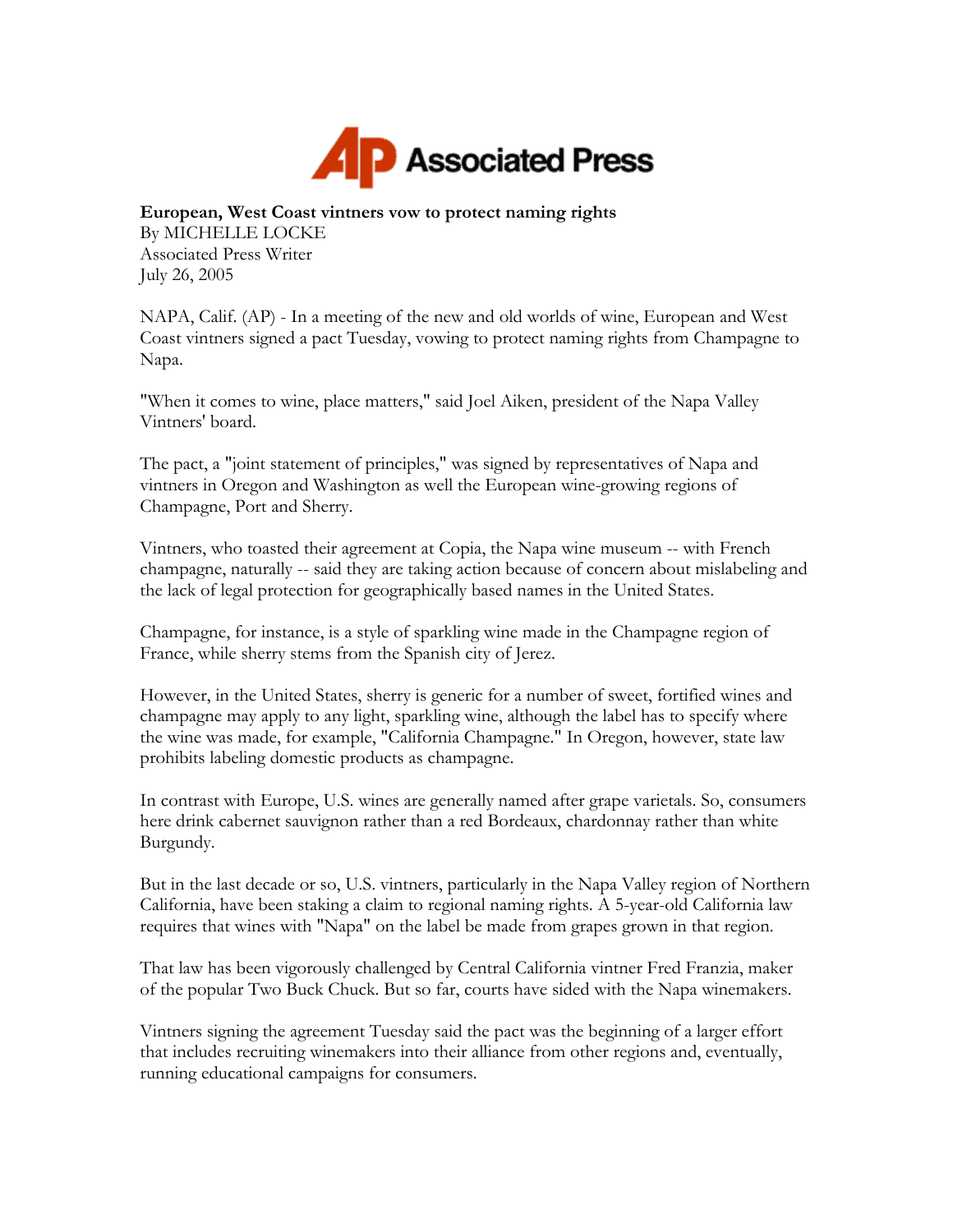Associated Press

**European, West Coast vintners vow to protect naming rights**
By MICHELLE LOCKE
Associated Press Writer
July 26, 2005

NAPA, Calif. (AP) - In a meeting of the new and old worlds of wine, European and West Coast vintners signed a pact Tuesday, vowing to protect naming rights from Champagne to Napa.

"When it comes to wine, place matters," said Joel Aiken, president of the Napa Valley Vintners' board.

The pact, a "joint statement of principles," was signed by representatives of Napa and vintners in Oregon and Washington as well the European wine-growing regions of Champagne, Port and Sherry.

Vintners, who toasted their agreement at Copia, the Napa wine museum -- with French champagne, naturally -- said they are taking action because of concern about mislabeling and the lack of legal protection for geographically based names in the United States.

Champagne, for instance, is a style of sparkling wine made in the Champagne region of France, while sherry stems from the Spanish city of Jerez.

However, in the United States, sherry is generic for a number of sweet, fortified wines and champagne may apply to any light, sparkling wine, although the label has to specify where the wine was made, for example, "California Champagne." In Oregon, however, state law prohibits labeling domestic products as champagne.

In contrast with Europe, U.S. wines are generally named after grape varietals. So, consumers here drink cabernet sauvignon rather than a red Bordeaux, chardonnay rather than white Burgundy.

But in the last decade or so, U.S. vintners, particularly in the Napa Valley region of Northern California, have been staking a claim to regional naming rights. A 5-year-old California law requires that wines with "Napa" on the label be made from grapes grown in that region.

That law has been vigorously challenged by Central California vintner Fred Franzia, maker of the popular Two Buck Chuck. But so far, courts have sided with the Napa winemakers.

Vintners signing the agreement Tuesday said the pact was the beginning of a larger effort that includes recruiting winemakers into their alliance from other regions and, eventually, running educational campaigns for consumers.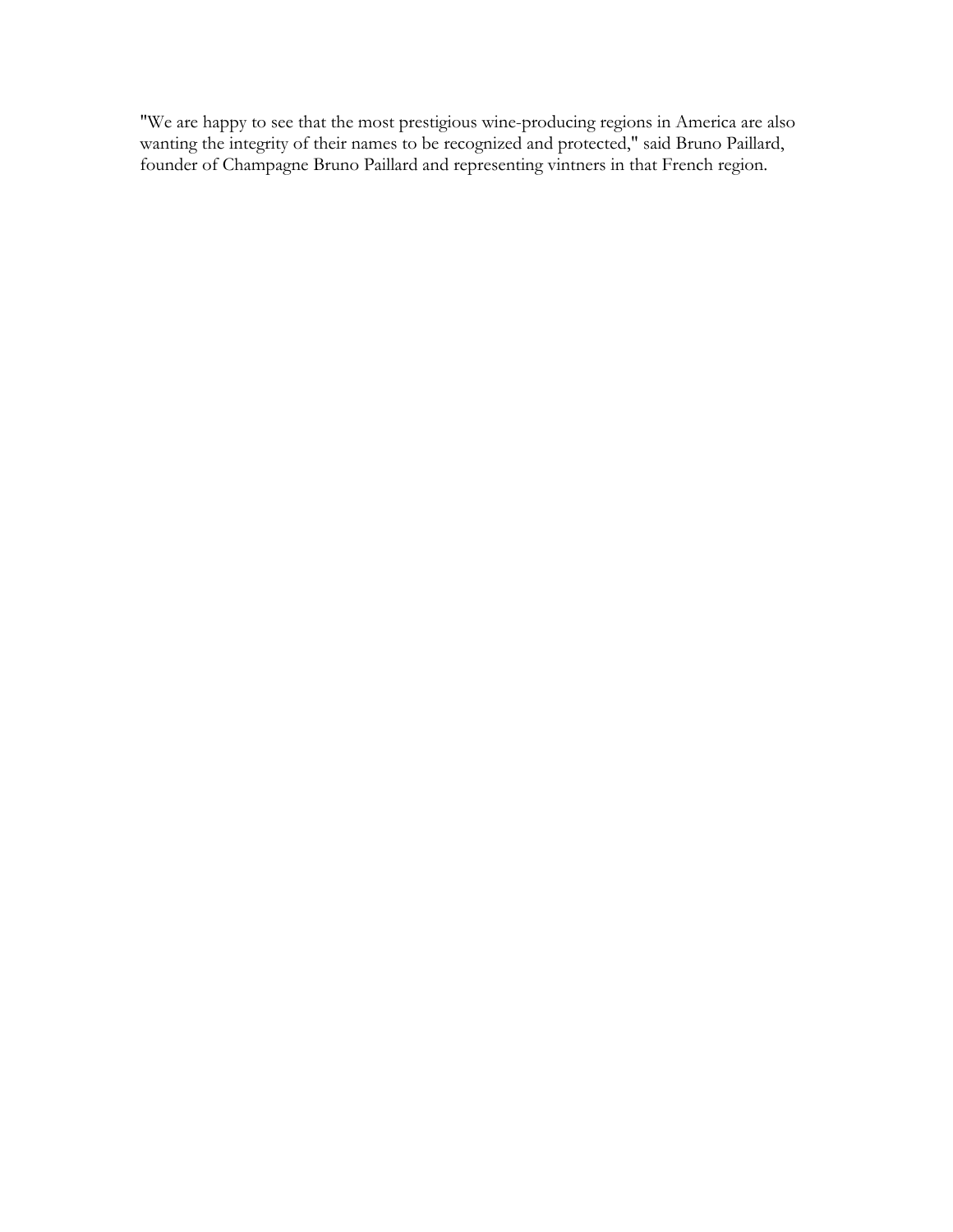"We are happy to see that the most prestigious wine-producing regions in America are also wanting the integrity of their names to be recognized and protected," said Bruno Paillard, founder of Champagne Bruno Paillard and representing vintners in that French region.